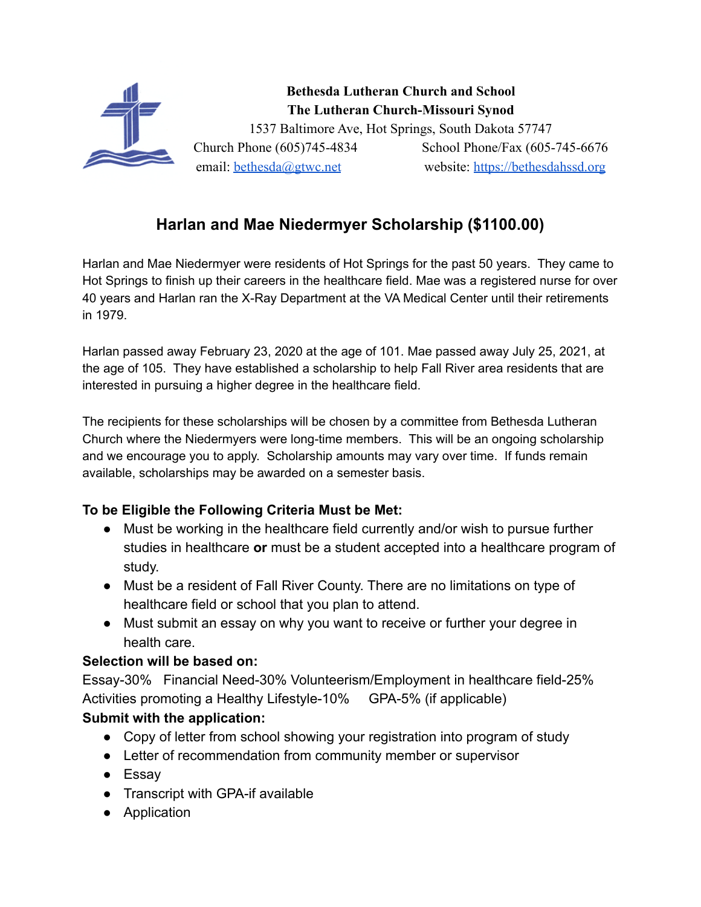**Bethesda Lutheran Church and School**
**The Lutheran Church-Missouri Synod**
1537 Baltimore Ave, Hot Springs, South Dakota 57747
Church Phone (605)745-4834 School Phone/Fax (605-745-6676
email: bethesda@gtwc.net website: https://bethesdahssd.org

## Harlan and Mae Niedermyer Scholarship ($1100.00)

Harlan and Mae Niedermyer were residents of Hot Springs for the past 50 years. They came to Hot Springs to finish up their careers in the healthcare field. Mae was a registered nurse for over 40 years and Harlan ran the X-Ray Department at the VA Medical Center until their retirements in 1979.

Harlan passed away February 23, 2020 at the age of 101. Mae passed away July 25, 2021, at the age of 105. They have established a scholarship to help Fall River area residents that are interested in pursuing a higher degree in the healthcare field.

The recipients for these scholarships will be chosen by a committee from Bethesda Lutheran Church where the Niedermyers were long-time members. This will be an ongoing scholarship and we encourage you to apply. Scholarship amounts may vary over time. If funds remain available, scholarships may be awarded on a semester basis.

**To be Eligible the Following Criteria Must be Met:**

- Must be working in the healthcare field currently and/or wish to pursue further studies in healthcare **or** must be a student accepted into a healthcare program of study.
- Must be a resident of Fall River County. There are no limitations on type of healthcare field or school that you plan to attend.
- Must submit an essay on why you want to receive or further your degree in health care.

**Selection will be based on:**

Essay-30% Financial Need-30% Volunteerism/Employment in healthcare field-25% Activities promoting a Healthy Lifestyle-10% GPA-5% (if applicable)

**Submit with the application:**

- Copy of letter from school showing your registration into program of study
- Letter of recommendation from community member or supervisor
- Essay
- Transcript with GPA-if available
- Application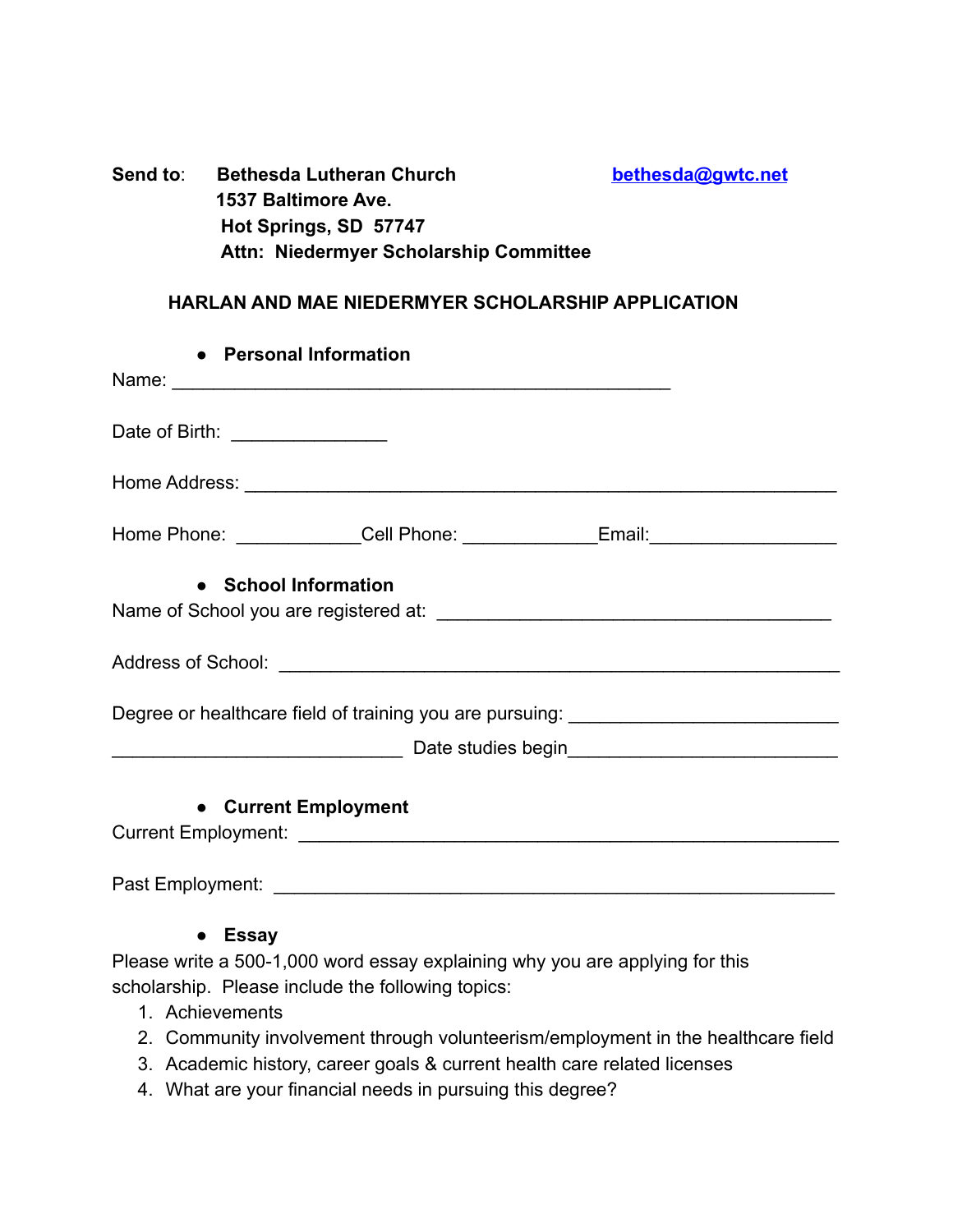**Send to**: **Bethesda Lutheran Church** [bethesda@gwtc.net](mailto:bethesda@gwtc.net)
**1537 Baltimore Ave.**
**Hot Springs, SD 57747**
**Attn: Niedermyer Scholarship Committee**

## HARLAN AND MAE NIEDERMYER SCHOLARSHIP APPLICATION

- **Personal Information**

Name: ________________________________________________

Date of Birth: _______________

Home Address: ________________________________________________________

Home Phone: ____________ Cell Phone: _____________ Email: __________________

- **School Information**

Name of School you are registered at: ______________________________________

Address of School: ______________________________________________________

Degree or healthcare field of training you are pursuing: __________________________

____________________________ Date studies begin __________________________

- **Current Employment**

Current Employment: ____________________________________________________

Past Employment: ______________________________________________________

- **Essay**

Please write a 500-1,000 word essay explaining why you are applying for this scholarship. Please include the following topics:

1. Achievements
2. Community involvement through volunteerism/employment in the healthcare field
3. Academic history, career goals & current health care related licenses
4. What are your financial needs in pursuing this degree?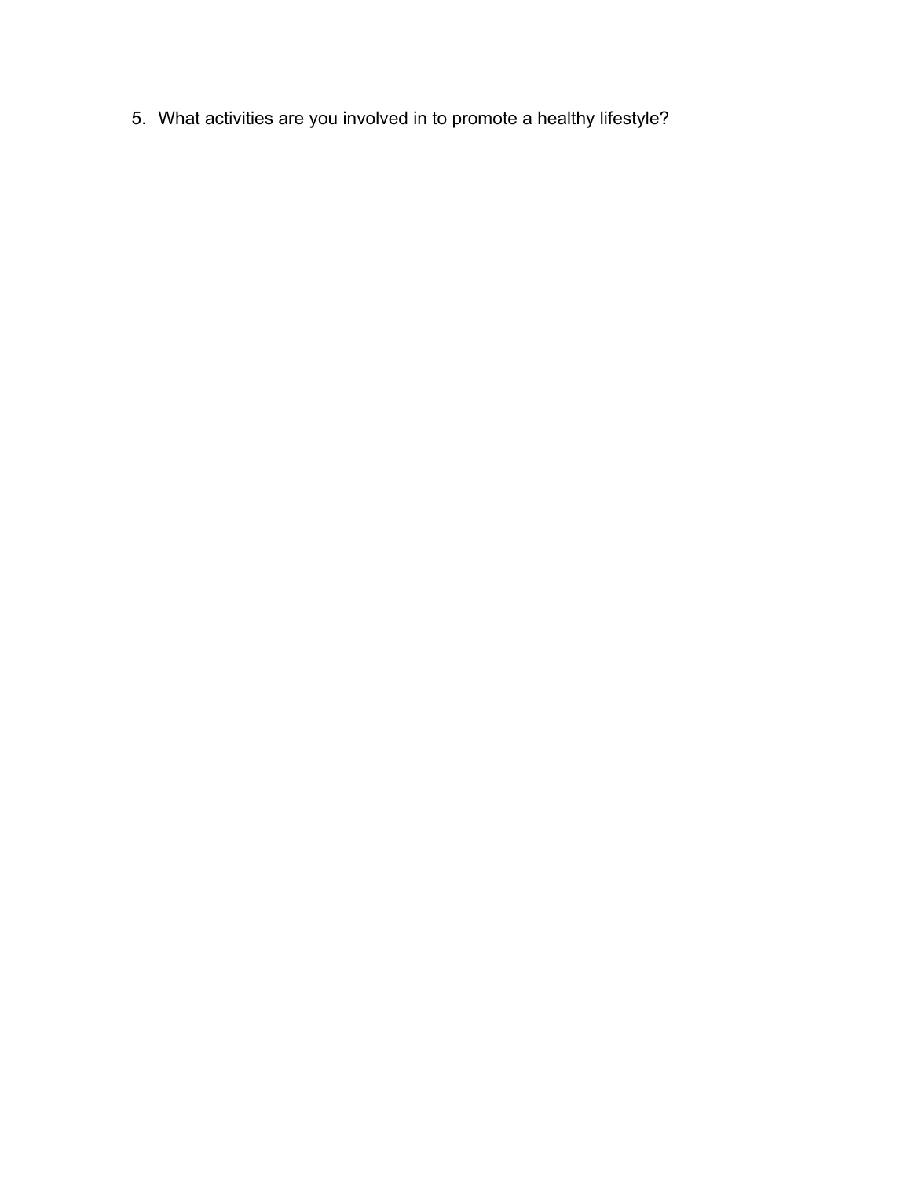5. What activities are you involved in to promote a healthy lifestyle?